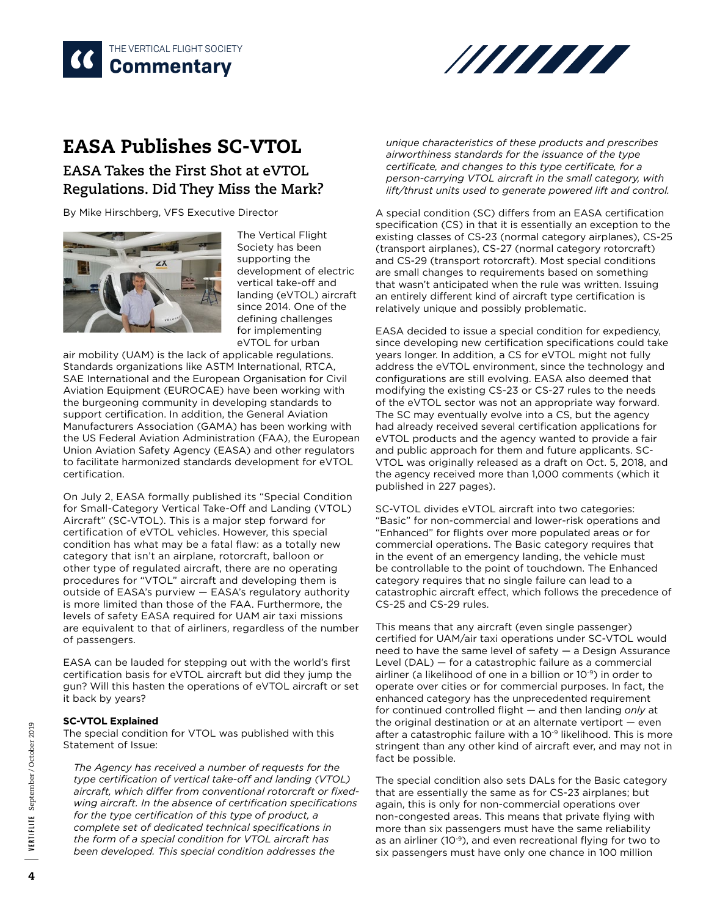# EASA Publishes SC-VTOL

## EASA Takes the First Shot at eVTOL Regulations. Did They Miss the Mark?

By Mike Hirschberg, VFS Executive Director

The Vertical Flight Society has been supporting the development of electric vertical take-off and landing (eVTOL) aircraft since 2014. One of the defining challenges for implementing eVTOL for urban air mobility (UAM) is the lack of applicable regulations. Standards organizations like ASTM International, RTCA, SAE International and the European Organisation for Civil Aviation Equipment (EUROCAE) have been working with the burgeoning community in developing standards to support certification. In addition, the General Aviation Manufacturers Association (GAMA) has been working with the US Federal Aviation Administration (FAA), the European Union Aviation Safety Agency (EASA) and other regulators to facilitate harmonized standards development for eVTOL certification.

On July 2, EASA formally published its "Special Condition for Small-Category Vertical Take-Off and Landing (VTOL) Aircraft" (SC-VTOL). This is a major step forward for certification of eVTOL vehicles. However, this special condition has what may be a fatal flaw: as a totally new category that isn't an airplane, rotorcraft, balloon or other type of regulated aircraft, there are no operating procedures for "VTOL" aircraft and developing them is outside of EASA's purview — EASA's regulatory authority is more limited than those of the FAA. Furthermore, the levels of safety EASA required for UAM air taxi missions are equivalent to that of airliners, regardless of the number of passengers.

EASA can be lauded for stepping out with the world's first certification basis for eVTOL aircraft but did they jump the gun? Will this hasten the operations of eVTOL aircraft or set it back by years?

**SC-VTOL Explained**

The special condition for VTOL was published with this Statement of Issue:

> *The Agency has received a number of requests for the type certification of vertical take-off and landing (VTOL) aircraft, which differ from conventional rotorcraft or fixed-wing aircraft. In the absence of certification specifications for the type certification of this type of product, a complete set of dedicated technical specifications in the form of a special condition for VTOL aircraft has been developed. This special condition addresses the unique characteristics of these products and prescribes airworthiness standards for the issuance of the type certificate, and changes to this type certificate, for a person-carrying VTOL aircraft in the small category, with lift/thrust units used to generate powered lift and control.*

A special condition (SC) differs from an EASA certification specification (CS) in that it is essentially an exception to the existing classes of CS-23 (normal category airplanes), CS-25 (transport airplanes), CS-27 (normal category rotorcraft) and CS-29 (transport rotorcraft). Most special conditions are small changes to requirements based on something that wasn't anticipated when the rule was written. Issuing an entirely different kind of aircraft type certification is relatively unique and possibly problematic.

EASA decided to issue a special condition for expediency, since developing new certification specifications could take years longer. In addition, a CS for eVTOL might not fully address the eVTOL environment, since the technology and configurations are still evolving. EASA also deemed that modifying the existing CS-23 or CS-27 rules to the needs of the eVTOL sector was not an appropriate way forward. The SC may eventually evolve into a CS, but the agency had already received several certification applications for eVTOL products and the agency wanted to provide a fair and public approach for them and future applicants. SC-VTOL was originally released as a draft on Oct. 5, 2018, and the agency received more than 1,000 comments (which it published in 227 pages).

SC-VTOL divides eVTOL aircraft into two categories: "Basic" for non-commercial and lower-risk operations and "Enhanced" for flights over more populated areas or for commercial operations. The Basic category requires that in the event of an emergency landing, the vehicle must be controllable to the point of touchdown. The Enhanced category requires that no single failure can lead to a catastrophic aircraft effect, which follows the precedence of CS-25 and CS-29 rules.

This means that any aircraft (even single passenger) certified for UAM/air taxi operations under SC-VTOL would need to have the same level of safety — a Design Assurance Level (DAL) — for a catastrophic failure as a commercial airliner (a likelihood of one in a billion or $10^{-9}$) in order to operate over cities or for commercial purposes. In fact, the enhanced category has the unprecedented requirement for continued controlled flight — and then landing *only* at the original destination or at an alternate vertiport — even after a catastrophic failure with a $10^{-9}$ likelihood. This is more stringent than any other kind of aircraft ever, and may not in fact be possible.

The special condition also sets DALs for the Basic category that are essentially the same as for CS-23 airplanes; but again, this is only for non-commercial operations over non-congested areas. This means that private flying with more than six passengers must have the same reliability as an airliner ($10^{-9}$), and even recreational flying for two to six passengers must have only one chance in 100 million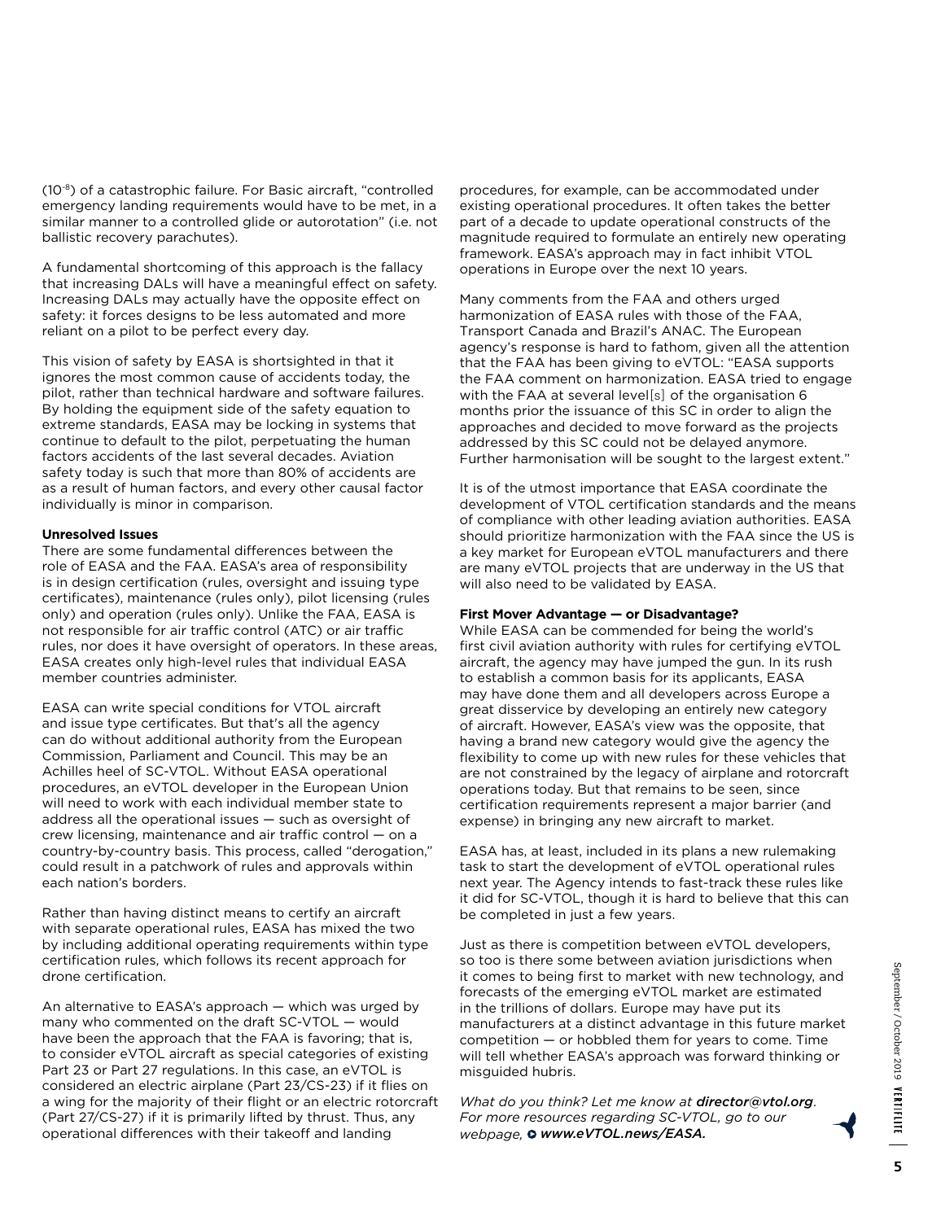($10^{-8}$) of a catastrophic failure. For Basic aircraft, "controlled emergency landing requirements would have to be met, in a similar manner to a controlled glide or autorotation" (i.e. not ballistic recovery parachutes).

A fundamental shortcoming of this approach is the fallacy that increasing DALs will have a meaningful effect on safety. Increasing DALs may actually have the opposite effect on safety: it forces designs to be less automated and more reliant on a pilot to be perfect every day.

This vision of safety by EASA is shortsighted in that it ignores the most common cause of accidents today, the pilot, rather than technical hardware and software failures. By holding the equipment side of the safety equation to extreme standards, EASA may be locking in systems that continue to default to the pilot, perpetuating the human factors accidents of the last several decades. Aviation safety today is such that more than 80% of accidents are as a result of human factors, and every other causal factor individually is minor in comparison.

**Unresolved Issues**

There are some fundamental differences between the role of EASA and the FAA. EASA's area of responsibility is in design certification (rules, oversight and issuing type certificates), maintenance (rules only), pilot licensing (rules only) and operation (rules only). Unlike the FAA, EASA is not responsible for air traffic control (ATC) or air traffic rules, nor does it have oversight of operators. In these areas, EASA creates only high-level rules that individual EASA member countries administer.

EASA can write special conditions for VTOL aircraft and issue type certificates. But that's all the agency can do without additional authority from the European Commission, Parliament and Council. This may be an Achilles heel of SC-VTOL. Without EASA operational procedures, an eVTOL developer in the European Union will need to work with each individual member state to address all the operational issues — such as oversight of crew licensing, maintenance and air traffic control — on a country-by-country basis. This process, called "derogation," could result in a patchwork of rules and approvals within each nation's borders.

Rather than having distinct means to certify an aircraft with separate operational rules, EASA has mixed the two by including additional operating requirements within type certification rules, which follows its recent approach for drone certification.

An alternative to EASA's approach — which was urged by many who commented on the draft SC-VTOL — would have been the approach that the FAA is favoring; that is, to consider eVTOL aircraft as special categories of existing Part 23 or Part 27 regulations. In this case, an eVTOL is considered an electric airplane (Part 23/CS-23) if it flies on a wing for the majority of their flight or an electric rotorcraft (Part 27/CS-27) if it is primarily lifted by thrust. Thus, any operational differences with their takeoff and landing procedures, for example, can be accommodated under existing operational procedures. It often takes the better part of a decade to update operational constructs of the magnitude required to formulate an entirely new operating framework. EASA's approach may in fact inhibit VTOL operations in Europe over the next 10 years.

Many comments from the FAA and others urged harmonization of EASA rules with those of the FAA, Transport Canada and Brazil's ANAC. The European agency's response is hard to fathom, given all the attention that the FAA has been giving to eVTOL: "EASA supports the FAA comment on harmonization. EASA tried to engage with the FAA at several level[s] of the organisation 6 months prior the issuance of this SC in order to align the approaches and decided to move forward as the projects addressed by this SC could not be delayed anymore. Further harmonisation will be sought to the largest extent."

It is of the utmost importance that EASA coordinate the development of VTOL certification standards and the means of compliance with other leading aviation authorities. EASA should prioritize harmonization with the FAA since the US is a key market for European eVTOL manufacturers and there are many eVTOL projects that are underway in the US that will also need to be validated by EASA.

**First Mover Advantage — or Disadvantage?**

While EASA can be commended for being the world's first civil aviation authority with rules for certifying eVTOL aircraft, the agency may have jumped the gun. In its rush to establish a common basis for its applicants, EASA may have done them and all developers across Europe a great disservice by developing an entirely new category of aircraft. However, EASA's view was the opposite, that having a brand new category would give the agency the flexibility to come up with new rules for these vehicles that are not constrained by the legacy of airplane and rotorcraft operations today. But that remains to be seen, since certification requirements represent a major barrier (and expense) in bringing any new aircraft to market.

EASA has, at least, included in its plans a new rulemaking task to start the development of eVTOL operational rules next year. The Agency intends to fast-track these rules like it did for SC-VTOL, though it is hard to believe that this can be completed in just a few years.

Just as there is competition between eVTOL developers, so too is there some between aviation jurisdictions when it comes to being first to market with new technology, and forecasts of the emerging eVTOL market are estimated in the trillions of dollars. Europe may have put its manufacturers at a distinct advantage in this future market competition — or hobbled them for years to come. Time will tell whether EASA's approach was forward thinking or misguided hubris.

*What do you think? Let me know at* ***director@vtol.org****. For more resources regarding SC-VTOL, go to our webpage,* ***www.eVTOL.news/EASA.***